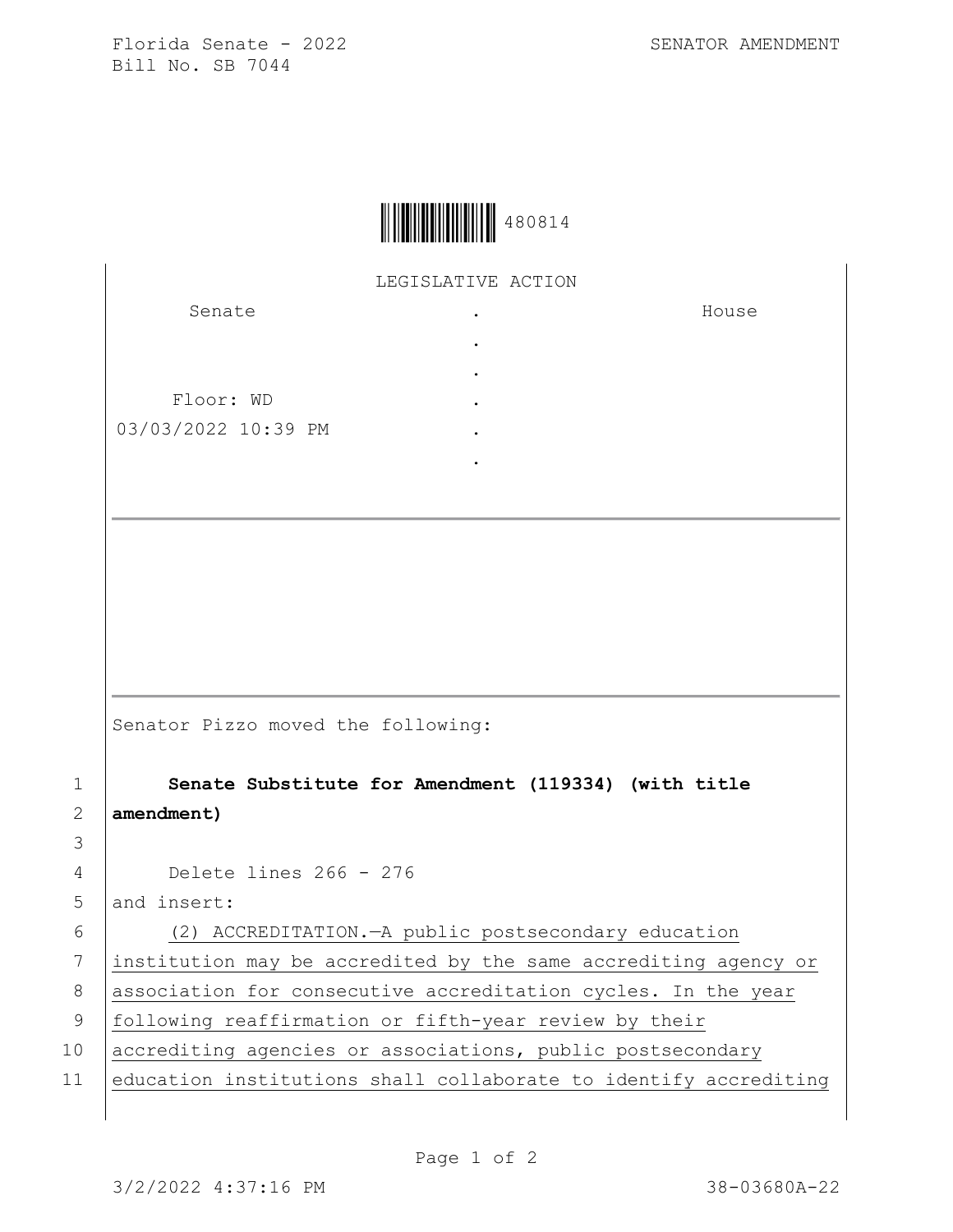Florida Senate - 2022 SENATOR AMENDMENT
Bill No. SB 7044

480814

LEGISLATIVE ACTION

| Senate | . | House |
|---|---|---|
| | . | |
| | . | |
| Floor: WD | . | |
| 03/03/2022 10:39 PM | . | |
| | . | |

Senator Pizzo moved the following:

1 **Senate Substitute for Amendment (119334) (with title**
2 **amendment)**
3
4 Delete lines 266 - 276
5 and insert:
6 (2) ACCREDITATION.—A public postsecondary education
7 institution may be accredited by the same accrediting agency or
8 association for consecutive accreditation cycles. In the year
9 following reaffirmation or fifth-year review by their
10 accrediting agencies or associations, public postsecondary
11 education institutions shall collaborate to identify accrediting

3/2/2022 4:37:16 PM 38-03680A-22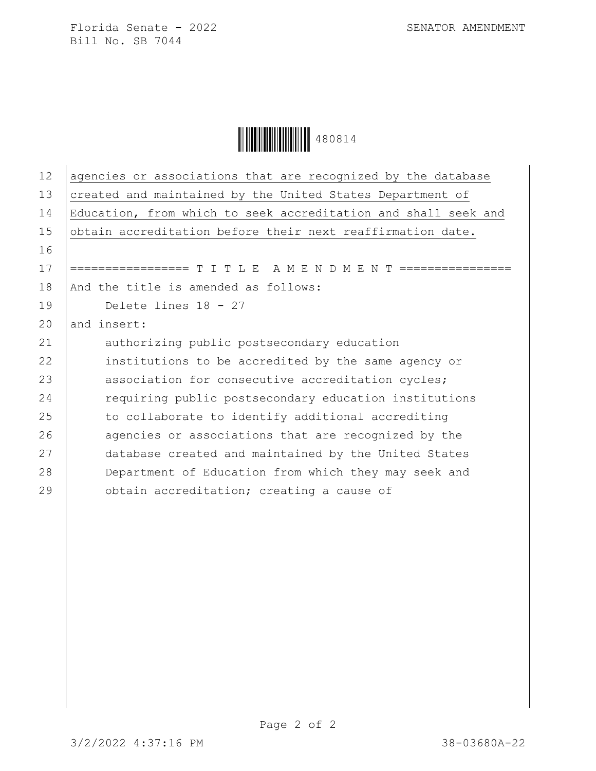12 agencies or associations that are recognized by the database
13 created and maintained by the United States Department of
14 Education, from which to seek accreditation and shall seek and
15 obtain accreditation before their next reaffirmation date.
16
17 ================= T I T L E A M E N D M E N T ================
18 And the title is amended as follows:
19 Delete lines 18 - 27
20 and insert:
21 authorizing public postsecondary education
22 institutions to be accredited by the same agency or
23 association for consecutive accreditation cycles;
24 requiring public postsecondary education institutions
25 to collaborate to identify additional accrediting
26 agencies or associations that are recognized by the
27 database created and maintained by the United States
28 Department of Education from which they may seek and
29 obtain accreditation; creating a cause of